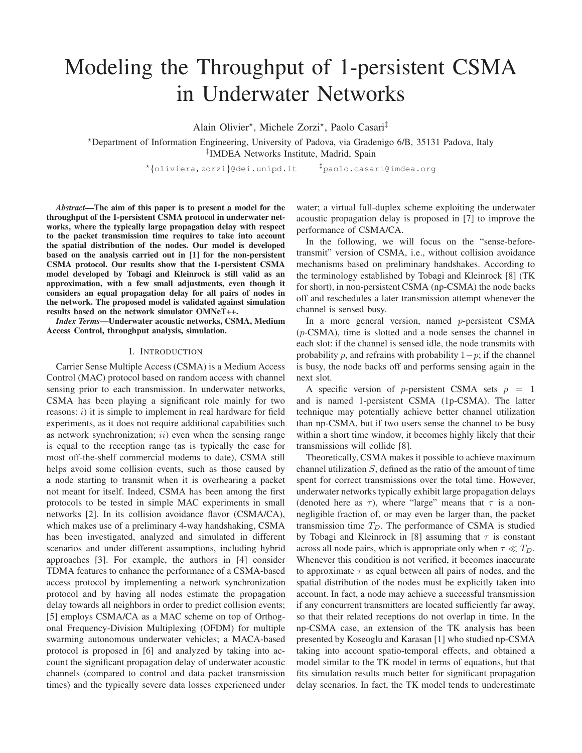# Modeling the Throughput of 1-persistent CSMA in Underwater Networks

Alain Olivier*, Michele Zorzi*, Paolo Casari‡

*Department of Information Engineering, University of Padova, via Gradenigo 6/B, 35131 Padova, Italy
‡IMDEA Networks Institute, Madrid, Spain

*{oliviera,zorzi}@dei.unipd.it ‡paolo.casari@imdea.org

***Abstract*—The aim of this paper is to present a model for the throughput of the 1-persistent CSMA protocol in underwater networks, where the typically large propagation delay with respect to the packet transmission time requires to take into account the spatial distribution of the nodes. Our model is developed based on the analysis carried out in [1] for the non-persistent CSMA protocol. Our results show that the 1-persistent CSMA model developed by Tobagi and Kleinrock is still valid as an approximation, with a few small adjustments, even though it considers an equal propagation delay for all pairs of nodes in the network. The proposed model is validated against simulation results based on the network simulator OMNeT++.**

***Index Terms*—Underwater acoustic networks, CSMA, Medium Access Control, throughput analysis, simulation.**

## I. Introduction

Carrier Sense Multiple Access (CSMA) is a Medium Access Control (MAC) protocol based on random access with channel sensing prior to each transmission. In underwater networks, CSMA has been playing a significant role mainly for two reasons: $i$) it is simple to implement in real hardware for field experiments, as it does not require additional capabilities such as network synchronization; $ii$) even when the sensing range is equal to the reception range (as is typically the case for most off-the-shelf commercial modems to date), CSMA still helps avoid some collision events, such as those caused by a node starting to transmit when it is overhearing a packet not meant for itself. Indeed, CSMA has been among the first protocols to be tested in simple MAC experiments in small networks [2]. In its collision avoidance flavor (CSMA/CA), which makes use of a preliminary 4-way handshaking, CSMA has been investigated, analyzed and simulated in different scenarios and under different assumptions, including hybrid approaches [3]. For example, the authors in [4] consider TDMA features to enhance the performance of a CSMA-based access protocol by implementing a network synchronization protocol and by having all nodes estimate the propagation delay towards all neighbors in order to predict collision events; [5] employs CSMA/CA as a MAC scheme on top of Orthogonal Frequency-Division Multiplexing (OFDM) for multiple swarming autonomous underwater vehicles; a MACA-based protocol is proposed in [6] and analyzed by taking into account the significant propagation delay of underwater acoustic channels (compared to control and data packet transmission times) and the typically severe data losses experienced under water; a virtual full-duplex scheme exploiting the underwater acoustic propagation delay is proposed in [7] to improve the performance of CSMA/CA.

In the following, we will focus on the "sense-before-transmit" version of CSMA, i.e., without collision avoidance mechanisms based on preliminary handshakes. According to the terminology established by Tobagi and Kleinrock [8] (TK for short), in non-persistent CSMA (np-CSMA) the node backs off and reschedules a later transmission attempt whenever the channel is sensed busy.

In a more general version, named $p$-persistent CSMA ($p$-CSMA), time is slotted and a node senses the channel in each slot: if the channel is sensed idle, the node transmits with probability $p$, and refrains with probability $1-p$; if the channel is busy, the node backs off and performs sensing again in the next slot.

A specific version of $p$-persistent CSMA sets $p = 1$ and is named 1-persistent CSMA (1p-CSMA). The latter technique may potentially achieve better channel utilization than np-CSMA, but if two users sense the channel to be busy within a short time window, it becomes highly likely that their transmissions will collide [8].

Theoretically, CSMA makes it possible to achieve maximum channel utilization $S$, defined as the ratio of the amount of time spent for correct transmissions over the total time. However, underwater networks typically exhibit large propagation delays (denoted here as $\tau$), where "large" means that $\tau$ is a non-negligible fraction of, or may even be larger than, the packet transmission time $T_D$. The performance of CSMA is studied by Tobagi and Kleinrock in [8] assuming that $\tau$ is constant across all node pairs, which is appropriate only when $\tau \ll T_D$. Whenever this condition is not verified, it becomes inaccurate to approximate $\tau$ as equal between all pairs of nodes, and the spatial distribution of the nodes must be explicitly taken into account. In fact, a node may achieve a successful transmission if any concurrent transmitters are located sufficiently far away, so that their related receptions do not overlap in time. In the np-CSMA case, an extension of the TK analysis has been presented by Koseoglu and Karasan [1] who studied np-CSMA taking into account spatio-temporal effects, and obtained a model similar to the TK model in terms of equations, but that fits simulation results much better for significant propagation delay scenarios. In fact, the TK model tends to underestimate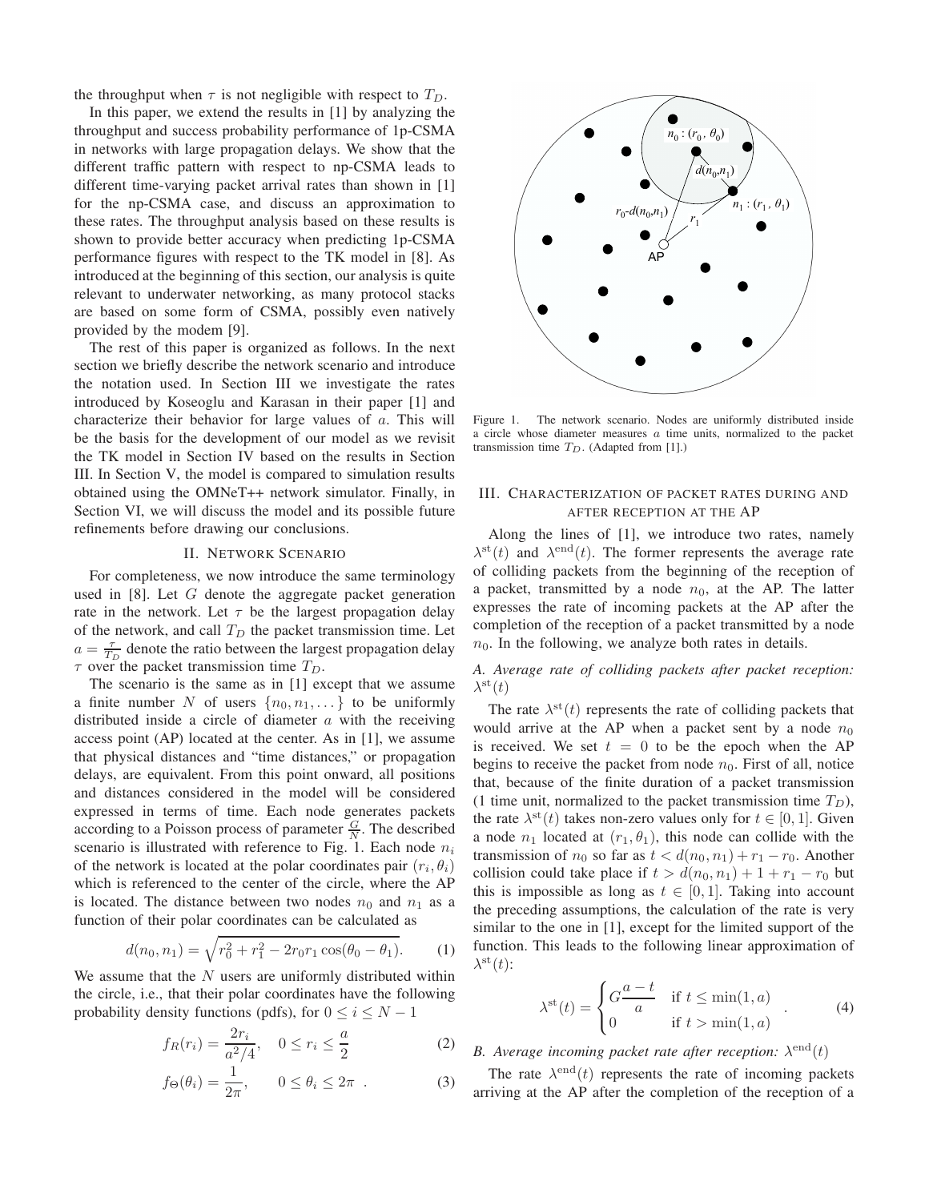the throughput when $\tau$ is not negligible with respect to $T_D$.

In this paper, we extend the results in [1] by analyzing the throughput and success probability performance of 1p-CSMA in networks with large propagation delays. We show that the different traffic pattern with respect to np-CSMA leads to different time-varying packet arrival rates than shown in [1] for the np-CSMA case, and discuss an approximation to these rates. The throughput analysis based on these results is shown to provide better accuracy when predicting 1p-CSMA performance figures with respect to the TK model in [8]. As introduced at the beginning of this section, our analysis is quite relevant to underwater networking, as many protocol stacks are based on some form of CSMA, possibly even natively provided by the modem [9].

The rest of this paper is organized as follows. In the next section we briefly describe the network scenario and introduce the notation used. In Section III we investigate the rates introduced by Koseoglu and Karasan in their paper [1] and characterize their behavior for large values of $a$. This will be the basis for the development of our model as we revisit the TK model in Section IV based on the results in Section III. In Section V, the model is compared to simulation results obtained using the OMNeT++ network simulator. Finally, in Section VI, we will discuss the model and its possible future refinements before drawing our conclusions.

## II. Network Scenario

For completeness, we now introduce the same terminology used in [8]. Let $G$ denote the aggregate packet generation rate in the network. Let $\tau$ be the largest propagation delay of the network, and call $T_D$ the packet transmission time. Let $a = \frac{\tau}{T_D}$ denote the ratio between the largest propagation delay $\tau$ over the packet transmission time $T_D$.

The scenario is the same as in [1] except that we assume a finite number $N$ of users $\{n_0, n_1, \dots\}$ to be uniformly distributed inside a circle of diameter $a$ with the receiving access point (AP) located at the center. As in [1], we assume that physical distances and "time distances," or propagation delays, are equivalent. From this point onward, all positions and distances considered in the model will be considered expressed in terms of time. Each node generates packets according to a Poisson process of parameter $\frac{G}{N}$. The described scenario is illustrated with reference to Fig. 1. Each node $n_i$ of the network is located at the polar coordinates pair $(r_i, \theta_i)$ which is referenced to the center of the circle, where the AP is located. The distance between two nodes $n_0$ and $n_1$ as a function of their polar coordinates can be calculated as

$$d(n_0, n_1) = \sqrt{r_0^2 + r_1^2 - 2r_0 r_1 \cos(\theta_0 - \theta_1)}. \quad (1)$$

We assume that the $N$ users are uniformly distributed within the circle, i.e., that their polar coordinates have the following probability density functions (pdfs), for $0 \le i \le N-1$

$$f_R(r_i) = \frac{2r_i}{a^2/4}, \quad 0 \le r_i \le \frac{a}{2} \quad (2)$$

$$f_\Theta(\theta_i) = \frac{1}{2\pi}, \quad 0 \le \theta_i \le 2\pi \ . \quad (3)$$

Figure 1. The network scenario. Nodes are uniformly distributed inside a circle whose diameter measures $a$ time units, normalized to the packet transmission time $T_D$. (Adapted from [1].)

## III. Characterization of Packet Rates During and After Reception at the AP

Along the lines of [1], we introduce two rates, namely $\lambda^{\text{st}}(t)$ and $\lambda^{\text{end}}(t)$. The former represents the average rate of colliding packets from the beginning of the reception of a packet, transmitted by a node $n_0$, at the AP. The latter expresses the rate of incoming packets at the AP after the completion of the reception of a packet transmitted by a node $n_0$. In the following, we analyze both rates in details.

### A. Average rate of colliding packets after packet reception: $\lambda^{\text{st}}(t)$

The rate $\lambda^{\text{st}}(t)$ represents the rate of colliding packets that would arrive at the AP when a packet sent by a node $n_0$ is received. We set $t = 0$ to be the epoch when the AP begins to receive the packet from node $n_0$. First of all, notice that, because of the finite duration of a packet transmission (1 time unit, normalized to the packet transmission time $T_D$), the rate $\lambda^{\text{st}}(t)$ takes non-zero values only for $t \in [0, 1]$. Given a node $n_1$ located at $(r_1, \theta_1)$, this node can collide with the transmission of $n_0$ so far as $t < d(n_0, n_1) + r_1 - r_0$. Another collision could take place if $t > d(n_0, n_1) + 1 + r_1 - r_0$ but this is impossible as long as $t \in [0, 1]$. Taking into account the preceding assumptions, the calculation of the rate is very similar to the one in [1], except for the limited support of the function. This leads to the following linear approximation of $\lambda^{\text{st}}(t)$:

$$\lambda^{\text{st}}(t) = \begin{cases} G\dfrac{a-t}{a} & \text{if } t \le \min(1, a) \\ 0 & \text{if } t > \min(1, a) \end{cases} . \quad (4)$$

### B. Average incoming packet rate after reception: $\lambda^{\text{end}}(t)$

The rate $\lambda^{\text{end}}(t)$ represents the rate of incoming packets arriving at the AP after the completion of the reception of a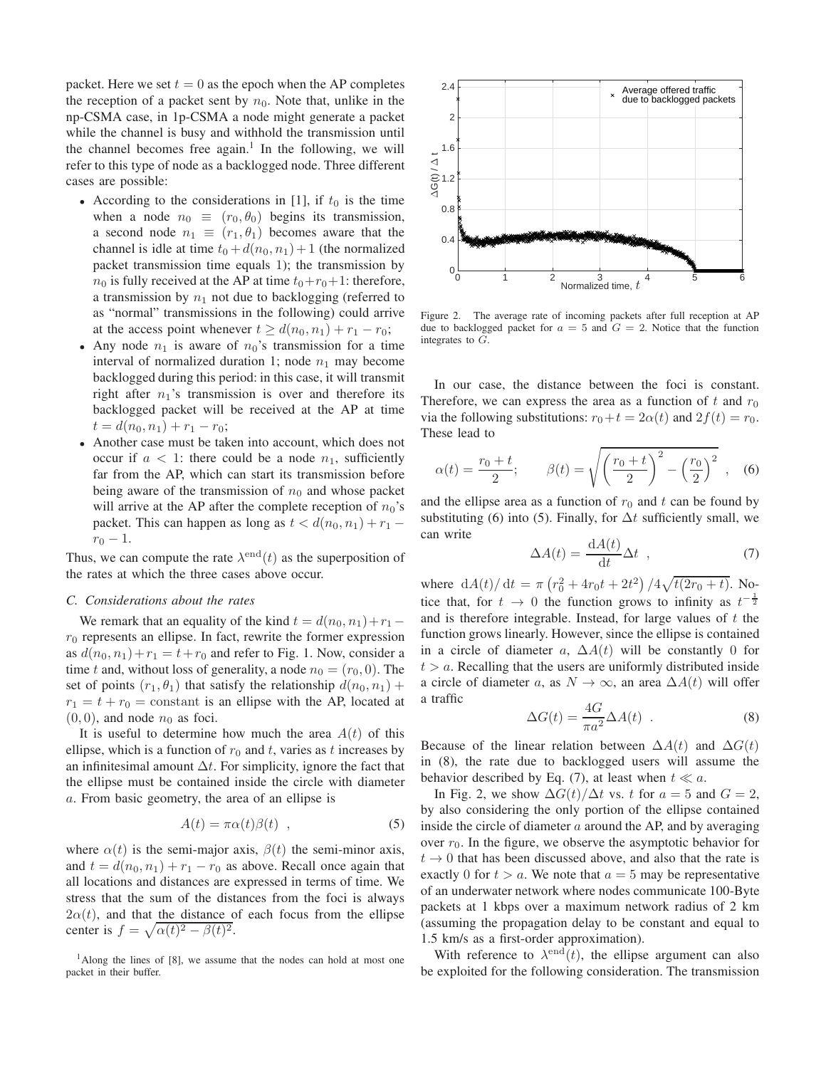packet. Here we set $t = 0$ as the epoch when the AP completes the reception of a packet sent by $n_0$. Note that, unlike in the np-CSMA case, in 1p-CSMA a node might generate a packet while the channel is busy and withhold the transmission until the channel becomes free again.[1] In the following, we will refer to this type of node as a backlogged node. Three different cases are possible:

- According to the considerations in [1], if $t_0$ is the time when a node $n_0 \equiv (r_0, \theta_0)$ begins its transmission, a second node $n_1 \equiv (r_1, \theta_1)$ becomes aware that the channel is idle at time $t_0 + d(n_0, n_1) + 1$ (the normalized packet transmission time equals 1); the transmission by $n_0$ is fully received at the AP at time $t_0 + r_0 + 1$: therefore, a transmission by $n_1$ not due to backlogging (referred to as "normal" transmissions in the following) could arrive at the access point whenever $t \geq d(n_0, n_1) + r_1 - r_0$;
- Any node $n_1$ is aware of $n_0$'s transmission for a time interval of normalized duration 1; node $n_1$ may become backlogged during this period: in this case, it will transmit right after $n_1$'s transmission is over and therefore its backlogged packet will be received at the AP at time $t = d(n_0, n_1) + r_1 - r_0$;
- Another case must be taken into account, which does not occur if $a < 1$: there could be a node $n_1$, sufficiently far from the AP, which can start its transmission before being aware of the transmission of $n_0$ and whose packet will arrive at the AP after the complete reception of $n_0$'s packet. This can happen as long as $t < d(n_0, n_1) + r_1 - r_0 - 1$.

Thus, we can compute the rate $\lambda^{\text{end}}(t)$ as the superposition of the rates at which the three cases above occur.

### C. Considerations about the rates

We remark that an equality of the kind $t = d(n_0, n_1) + r_1 - r_0$ represents an ellipse. In fact, rewrite the former expression as $d(n_0, n_1) + r_1 = t + r_0$ and refer to Fig. 1. Now, consider a time $t$ and, without loss of generality, a node $n_0 = (r_0, 0)$. The set of points $(r_1, \theta_1)$ that satisfy the relationship $d(n_0, n_1) + r_1 = t + r_0 = \text{constant}$ is an ellipse with the AP, located at $(0, 0)$, and node $n_0$ as foci.

It is useful to determine how much the area $A(t)$ of this ellipse, which is a function of $r_0$ and $t$, varies as $t$ increases by an infinitesimal amount $\Delta t$. For simplicity, ignore the fact that the ellipse must be contained inside the circle with diameter $a$. From basic geometry, the area of an ellipse is

$$A(t) = \pi \alpha(t) \beta(t) \ , \tag{5}$$

where $\alpha(t)$ is the semi-major axis, $\beta(t)$ the semi-minor axis, and $t = d(n_0, n_1) + r_1 - r_0$ as above. Recall once again that all locations and distances are expressed in terms of time. We stress that the sum of the distances from the foci is always $2\alpha(t)$, and that the distance of each focus from the ellipse center is $f = \sqrt{\alpha(t)^2 - \beta(t)^2}$.

[1] Along the lines of [8], we assume that the nodes can hold at most one packet in their buffer.

Figure 2. The average rate of incoming packets after full reception at AP due to backlogged packet for $a = 5$ and $G = 2$. Notice that the function integrates to $G$.

In our case, the distance between the foci is constant. Therefore, we can express the area as a function of $t$ and $r_0$ via the following substitutions: $r_0 + t = 2\alpha(t)$ and $2f(t) = r_0$. These lead to

$$\alpha(t) = \frac{r_0 + t}{2}; \qquad \beta(t) = \sqrt{\left(\frac{r_0 + t}{2}\right)^2 - \left(\frac{r_0}{2}\right)^2} \ , \tag{6}$$

and the ellipse area as a function of $r_0$ and $t$ can be found by substituting (6) into (5). Finally, for $\Delta t$ sufficiently small, we can write

$$\Delta A(t) = \frac{\mathrm{d}A(t)}{\mathrm{d}t} \Delta t \ , \tag{7}$$

where $\mathrm{d}A(t)/\,\mathrm{d}t = \pi\left(r_0^2 + 4r_0 t + 2t^2\right)/4\sqrt{t(2r_0 + t)}$. Notice that, for $t \to 0$ the function grows to infinity as $t^{-\frac{1}{2}}$ and is therefore integrable. Instead, for large values of $t$ the function grows linearly. However, since the ellipse is contained in a circle of diameter $a$, $\Delta A(t)$ will be constantly 0 for $t > a$. Recalling that the users are uniformly distributed inside a circle of diameter $a$, as $N \to \infty$, an area $\Delta A(t)$ will offer a traffic

$$\Delta G(t) = \frac{4G}{\pi a^2} \Delta A(t) \ . \tag{8}$$

Because of the linear relation between $\Delta A(t)$ and $\Delta G(t)$ in (8), the rate due to backlogged users will assume the behavior described by Eq. (7), at least when $t \ll a$.

In Fig. 2, we show $\Delta G(t)/\Delta t$ vs. $t$ for $a = 5$ and $G = 2$, by also considering the only portion of the ellipse contained inside the circle of diameter $a$ around the AP, and by averaging over $r_0$. In the figure, we observe the asymptotic behavior for $t \to 0$ that has been discussed above, and also that the rate is exactly 0 for $t > a$. We note that $a = 5$ may be representative of an underwater network where nodes communicate 100-Byte packets at 1 kbps over a maximum network radius of 2 km (assuming the propagation delay to be constant and equal to 1.5 km/s as a first-order approximation).

With reference to $\lambda^{\text{end}}(t)$, the ellipse argument can also be exploited for the following consideration. The transmission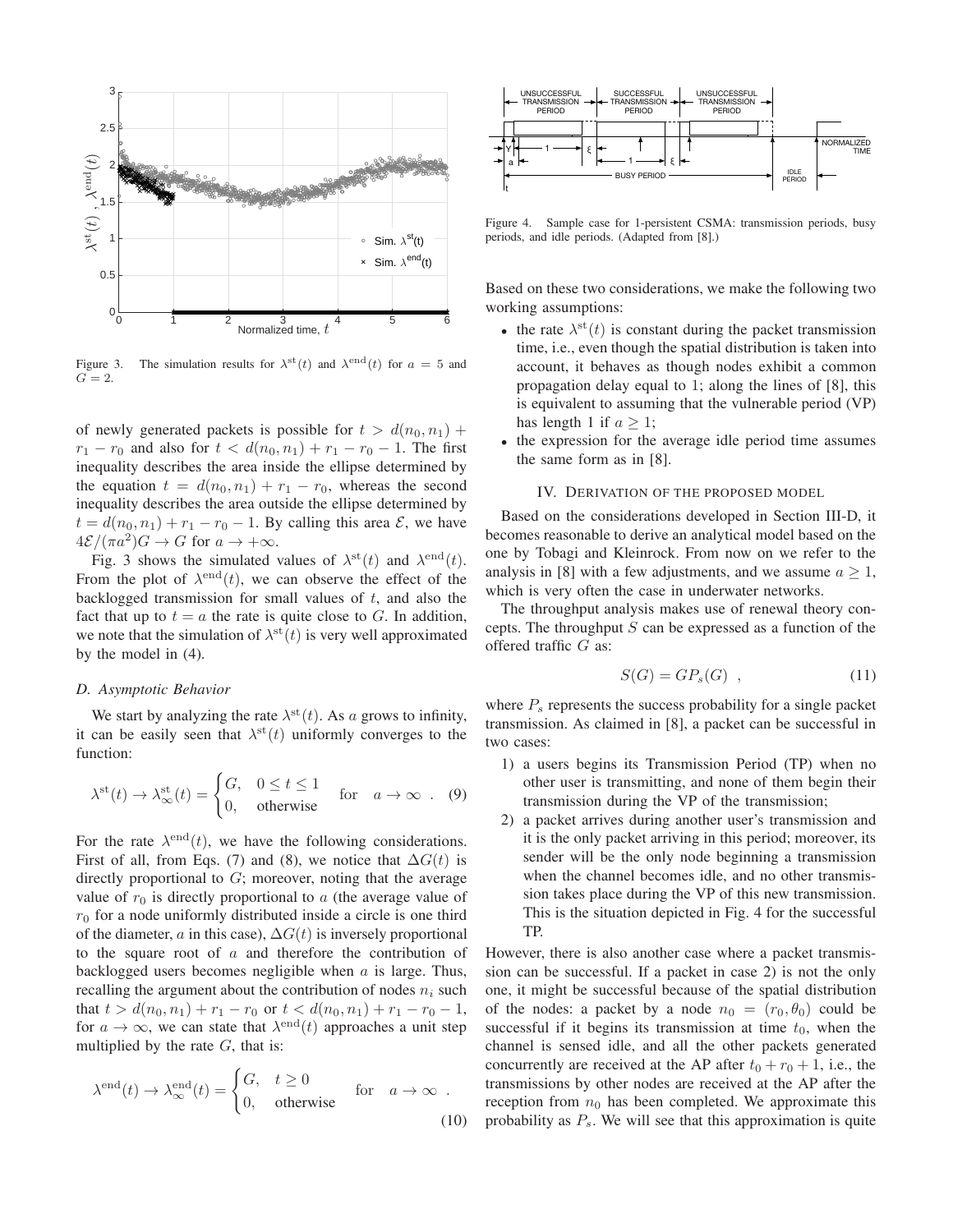Figure 3. The simulation results for $\lambda^{\rm st}(t)$ and $\lambda^{\rm end}(t)$ for $a = 5$ and $G = 2$.

of newly generated packets is possible for $t > d(n_0, n_1) + r_1 - r_0$ and also for $t < d(n_0, n_1) + r_1 - r_0 - 1$. The first inequality describes the area inside the ellipse determined by the equation $t = d(n_0, n_1) + r_1 - r_0$, whereas the second inequality describes the area outside the ellipse determined by $t = d(n_0, n_1) + r_1 - r_0 - 1$. By calling this area $\mathcal{E}$, we have $4\mathcal{E}/(\pi a^2)G \to G$ for $a \to +\infty$.

Fig. 3 shows the simulated values of $\lambda^{\rm st}(t)$ and $\lambda^{\rm end}(t)$. From the plot of $\lambda^{\rm end}(t)$, we can observe the effect of the backlogged transmission for small values of $t$, and also the fact that up to $t = a$ the rate is quite close to $G$. In addition, we note that the simulation of $\lambda^{\rm st}(t)$ is very well approximated by the model in (4).

### D. Asymptotic Behavior

We start by analyzing the rate $\lambda^{\rm st}(t)$. As $a$ grows to infinity, it can be easily seen that $\lambda^{\rm st}(t)$ uniformly converges to the function:

$$\lambda^{\rm st}(t) \to \lambda^{\rm st}_{\infty}(t) = \begin{cases} G, & 0 \le t \le 1 \\ 0, & \text{otherwise} \end{cases} \quad \text{for} \quad a \to \infty \ . \quad (9)$$

For the rate $\lambda^{\rm end}(t)$, we have the following considerations. First of all, from Eqs. (7) and (8), we notice that $\Delta G(t)$ is directly proportional to $G$; moreover, noting that the average value of $r_0$ is directly proportional to $a$ (the average value of $r_0$ for a node uniformly distributed inside a circle is one third of the diameter, $a$ in this case), $\Delta G(t)$ is inversely proportional to the square root of $a$ and therefore the contribution of backlogged users becomes negligible when $a$ is large. Thus, recalling the argument about the contribution of nodes $n_i$ such that $t > d(n_0, n_1) + r_1 - r_0$ or $t < d(n_0, n_1) + r_1 - r_0 - 1$, for $a \to \infty$, we can state that $\lambda^{\rm end}(t)$ approaches a unit step multiplied by the rate $G$, that is:

$$\lambda^{\rm end}(t) \to \lambda^{\rm end}_{\infty}(t) = \begin{cases} G, & t \ge 0 \\ 0, & \text{otherwise} \end{cases} \quad \text{for} \quad a \to \infty \ . \quad (10)$$

Figure 4. Sample case for 1-persistent CSMA: transmission periods, busy periods, and idle periods. (Adapted from [8].)

Based on these two considerations, we make the following two working assumptions:

- the rate $\lambda^{\rm st}(t)$ is constant during the packet transmission time, i.e., even though the spatial distribution is taken into account, it behaves as though nodes exhibit a common propagation delay equal to 1; along the lines of [8], this is equivalent to assuming that the vulnerable period (VP) has length 1 if $a \ge 1$;
- the expression for the average idle period time assumes the same form as in [8].

## IV. Derivation of the Proposed Model

Based on the considerations developed in Section III-D, it becomes reasonable to derive an analytical model based on the one by Tobagi and Kleinrock. From now on we refer to the analysis in [8] with a few adjustments, and we assume $a \ge 1$, which is very often the case in underwater networks.

The throughput analysis makes use of renewal theory concepts. The throughput $S$ can be expressed as a function of the offered traffic $G$ as:

$$S(G) = G P_s(G) \ \ , \quad (11)$$

where $P_s$ represents the success probability for a single packet transmission. As claimed in [8], a packet can be successful in two cases:

1) a users begins its Transmission Period (TP) when no other user is transmitting, and none of them begin their transmission during the VP of the transmission;
2) a packet arrives during another user's transmission and it is the only packet arriving in this period; moreover, its sender will be the only node beginning a transmission when the channel becomes idle, and no other transmission takes place during the VP of this new transmission. This is the situation depicted in Fig. 4 for the successful TP.

However, there is also another case where a packet transmission can be successful. If a packet in case 2) is not the only one, it might be successful because of the spatial distribution of the nodes: a packet by a node $n_0 = (r_0, \theta_0)$ could be successful if it begins its transmission at time $t_0$, when the channel is sensed idle, and all the other packets generated concurrently are received at the AP after $t_0 + r_0 + 1$, i.e., the transmissions by other nodes are received at the AP after the reception from $n_0$ has been completed. We approximate this probability as $P_s$. We will see that this approximation is quite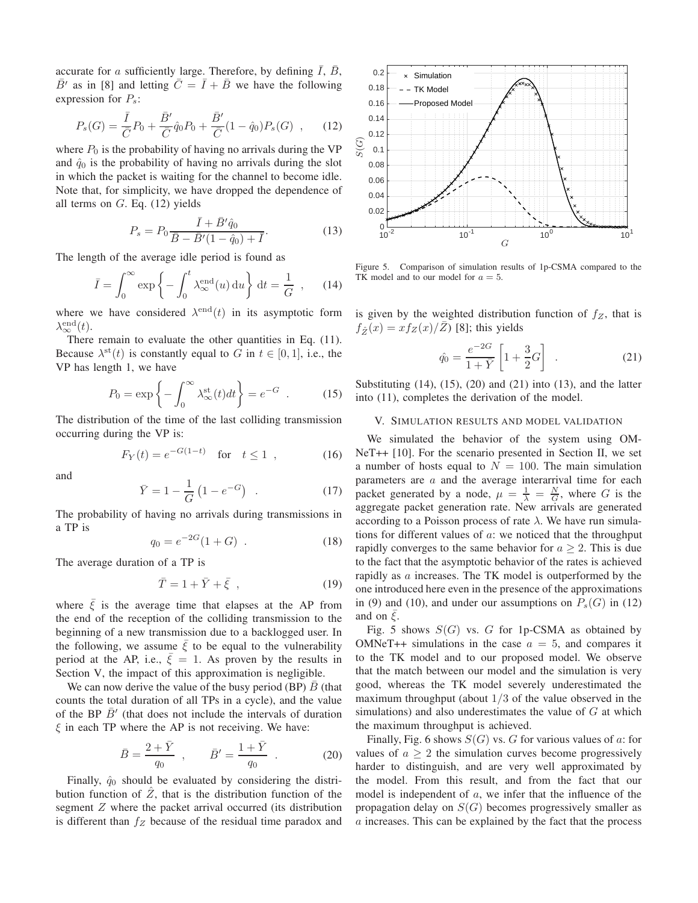accurate for $a$ sufficiently large. Therefore, by defining $\bar{I}$, $\bar{B}$, $\bar{B}'$ as in [8] and letting $\bar{C} = \bar{I} + \bar{B}$ we have the following expression for $P_s$:

$$P_s(G) = \frac{\bar{I}}{\bar{C}}P_0 + \frac{\bar{B}'}{\bar{C}}\hat{q}_0 P_0 + \frac{\bar{B}'}{\bar{C}}(1-\hat{q}_0)P_s(G) \quad , \qquad (12)$$

where $P_0$ is the probability of having no arrivals during the VP and $\hat{q}_0$ is the probability of having no arrivals during the slot in which the packet is waiting for the channel to become idle. Note that, for simplicity, we have dropped the dependence of all terms on $G$. Eq. (12) yields

$$P_s = P_0 \frac{\bar{I} + \bar{B}'\hat{q}_0}{\bar{B} - \bar{B}'(1-\hat{q}_0) + \bar{I}}. \qquad (13)$$

The length of the average idle period is found as

$$\bar{I} = \int_0^\infty \exp\left\{-\int_0^t \lambda_\infty^{\mathrm{end}}(u)\,\mathrm{d}u\right\} \mathrm{d}t = \frac{1}{G} \quad , \qquad (14)$$

where we have considered $\lambda^{\mathrm{end}}(t)$ in its asymptotic form $\lambda_\infty^{\mathrm{end}}(t)$.

There remain to evaluate the other quantities in Eq. (11). Because $\lambda^{\mathrm{st}}(t)$ is constantly equal to $G$ in $t \in [0,1]$, i.e., the VP has length 1, we have

$$P_0 = \exp\left\{-\int_0^\infty \lambda_\infty^{\mathrm{st}}(t)dt\right\} = e^{-G} \quad . \qquad (15)$$

The distribution of the time of the last colliding transmission occurring during the VP is:

$$F_Y(t) = e^{-G(1-t)} \quad \text{for} \quad t \leq 1 \quad , \qquad (16)$$

and

$$\bar{Y} = 1 - \frac{1}{G}\left(1 - e^{-G}\right) \quad . \qquad (17)$$

The probability of having no arrivals during transmissions in a TP is

$$q_0 = e^{-2G}(1+G) \quad . \qquad (18)$$

The average duration of a TP is

$$\bar{T} = 1 + \bar{Y} + \bar{\xi} \quad , \qquad (19)$$

where $\bar{\xi}$ is the average time that elapses at the AP from the end of the reception of the colliding transmission to the beginning of a new transmission due to a backlogged user. In the following, we assume $\bar{\xi}$ to be equal to the vulnerability period at the AP, i.e., $\bar{\xi} = 1$. As proven by the results in Section V, the impact of this approximation is negligible.

We can now derive the value of the busy period (BP) $\bar{B}$ (that counts the total duration of all TPs in a cycle), and the value of the BP $\bar{B}'$ (that does not include the intervals of duration $\xi$ in each TP where the AP is not receiving. We have:

$$\bar{B} = \frac{2+\bar{Y}}{q_0} \quad , \qquad \bar{B}' = \frac{1+\bar{Y}}{q_0} \quad . \qquad (20)$$

Finally, $\hat{q}_0$ should be evaluated by considering the distribution function of $\hat{Z}$, that is the distribution function of the segment $Z$ where the packet arrival occurred (its distribution is different than $f_Z$ because of the residual time paradox and is given by the weighted distribution function of $f_Z$, that is $f_{\hat{Z}}(x) = x f_Z(x)/\bar{Z}$) [8]; this yields

$$\hat{q_0} = \frac{e^{-2G}}{1+Y}\left[1 + \frac{3}{2}G\right] \quad . \qquad (21)$$

Substituting (14), (15), (20) and (21) into (13), and the latter into (11), completes the derivation of the model.

Figure 5. Comparison of simulation results of 1p-CSMA compared to the TK model and to our model for $a = 5$.

## V. Simulation results and model validation

We simulated the behavior of the system using OMNeT++ [10]. For the scenario presented in Section II, we set a number of hosts equal to $N = 100$. The main simulation parameters are $a$ and the average interarrival time for each packet generated by a node, $\mu = \frac{1}{\lambda} = \frac{N}{G}$, where $G$ is the aggregate packet generation rate. New arrivals are generated according to a Poisson process of rate $\lambda$. We have run simulations for different values of $a$: we noticed that the throughput rapidly converges to the same behavior for $a \geq 2$. This is due to the fact that the asymptotic behavior of the rates is achieved rapidly as $a$ increases. The TK model is outperformed by the one introduced here even in the presence of the approximations in (9) and (10), and under our assumptions on $P_s(G)$ in (12) and on $\bar{\xi}$.

Fig. 5 shows $S(G)$ vs. $G$ for 1p-CSMA as obtained by OMNeT++ simulations in the case $a = 5$, and compares it to the TK model and to our proposed model. We observe that the match between our model and the simulation is very good, whereas the TK model severely underestimated the maximum throughput (about $1/3$ of the value observed in the simulations) and also underestimates the value of $G$ at which the maximum throughput is achieved.

Finally, Fig. 6 shows $S(G)$ vs. $G$ for various values of $a$: for values of $a \geq 2$ the simulation curves become progressively harder to distinguish, and are very well approximated by the model. From this result, and from the fact that our model is independent of $a$, we infer that the influence of the propagation delay on $S(G)$ becomes progressively smaller as $a$ increases. This can be explained by the fact that the process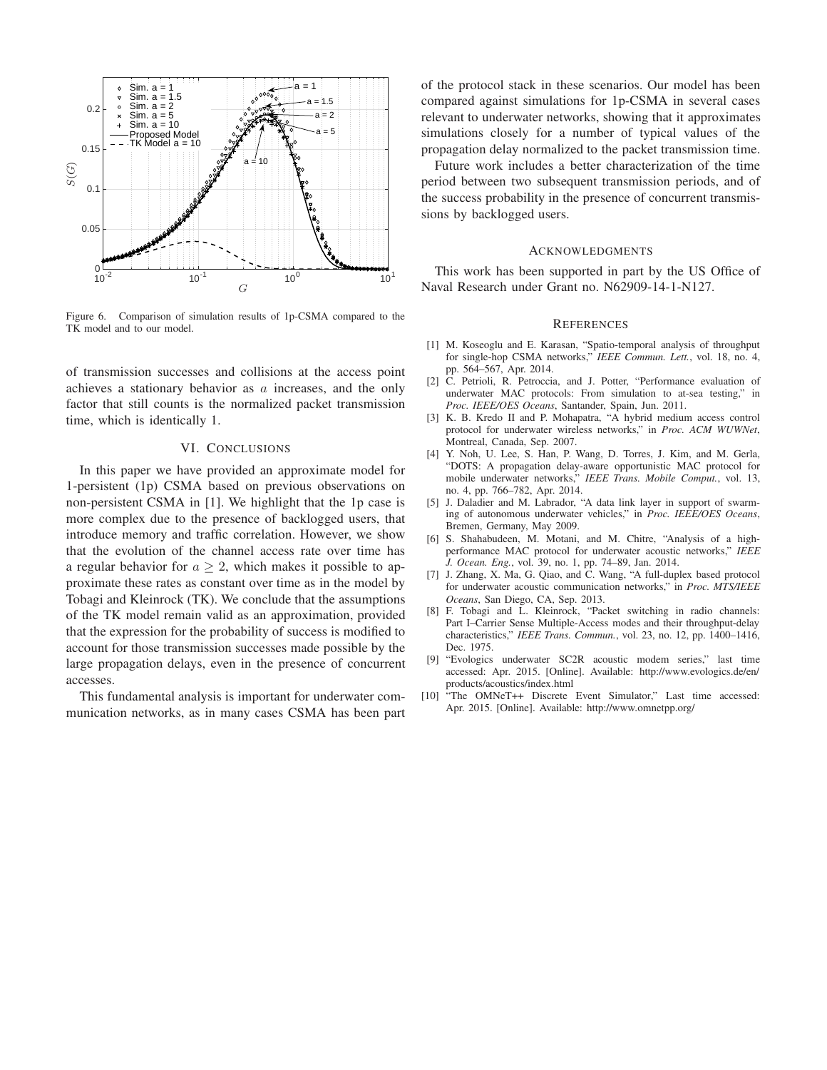Sim. a = 1
Sim. a = 1.5
Sim. a = 2
Sim. a = 5
Sim. a = 10
Proposed Model
TK Model a = 10

a = 1
a = 1.5
a = 2
a = 5
a = 10

$S(G)$

0.2
0.15
0.1
0.05
0

$10^{-2}$ $10^{-1}$ $10^{0}$ $10^{1}$

$G$

Figure 6. Comparison of simulation results of 1p-CSMA compared to the TK model and to our model.

of transmission successes and collisions at the access point achieves a stationary behavior as $a$ increases, and the only factor that still counts is the normalized packet transmission time, which is identically 1.

## VI. Conclusions

In this paper we have provided an approximate model for 1-persistent (1p) CSMA based on previous observations on non-persistent CSMA in [1]. We highlight that the 1p case is more complex due to the presence of backlogged users, that introduce memory and traffic correlation. However, we show that the evolution of the channel access rate over time has a regular behavior for $a \geq 2$, which makes it possible to approximate these rates as constant over time as in the model by Tobagi and Kleinrock (TK). We conclude that the assumptions of the TK model remain valid as an approximation, provided that the expression for the probability of success is modified to account for those transmission successes made possible by the large propagation delays, even in the presence of concurrent accesses.

This fundamental analysis is important for underwater communication networks, as in many cases CSMA has been part of the protocol stack in these scenarios. Our model has been compared against simulations for 1p-CSMA in several cases relevant to underwater networks, showing that it approximates simulations closely for a number of typical values of the propagation delay normalized to the packet transmission time.

Future work includes a better characterization of the time period between two subsequent transmission periods, and of the success probability in the presence of concurrent transmissions by backlogged users.

## Acknowledgments

This work has been supported in part by the US Office of Naval Research under Grant no. N62909-14-1-N127.

## References

[1] M. Koseoglu and E. Karasan, "Spatio-temporal analysis of throughput for single-hop CSMA networks," *IEEE Commun. Lett.*, vol. 18, no. 4, pp. 564–567, Apr. 2014.

[2] C. Petrioli, R. Petroccia, and J. Potter, "Performance evaluation of underwater MAC protocols: From simulation to at-sea testing," in *Proc. IEEE/OES Oceans*, Santander, Spain, Jun. 2011.

[3] K. B. Kredo II and P. Mohapatra, "A hybrid medium access control protocol for underwater wireless networks," in *Proc. ACM WUWNet*, Montreal, Canada, Sep. 2007.

[4] Y. Noh, U. Lee, S. Han, P. Wang, D. Torres, J. Kim, and M. Gerla, "DOTS: A propagation delay-aware opportunistic MAC protocol for mobile underwater networks," *IEEE Trans. Mobile Comput.*, vol. 13, no. 4, pp. 766–782, Apr. 2014.

[5] J. Daladier and M. Labrador, "A data link layer in support of swarming of autonomous underwater vehicles," in *Proc. IEEE/OES Oceans*, Bremen, Germany, May 2009.

[6] S. Shahabudeen, M. Motani, and M. Chitre, "Analysis of a high-performance MAC protocol for underwater acoustic networks," *IEEE J. Ocean. Eng.*, vol. 39, no. 1, pp. 74–89, Jan. 2014.

[7] J. Zhang, X. Ma, G. Qiao, and C. Wang, "A full-duplex based protocol for underwater acoustic communication networks," in *Proc. MTS/IEEE Oceans*, San Diego, CA, Sep. 2013.

[8] F. Tobagi and L. Kleinrock, "Packet switching in radio channels: Part I–Carrier Sense Multiple-Access modes and their throughput-delay characteristics," *IEEE Trans. Commun.*, vol. 23, no. 12, pp. 1400–1416, Dec. 1975.

[9] "Evologics underwater SC2R acoustic modem series," last time accessed: Apr. 2015. [Online]. Available: http://www.evologics.de/en/products/acoustics/index.html

[10] "The OMNeT++ Discrete Event Simulator," Last time accessed: Apr. 2015. [Online]. Available: http://www.omnetpp.org/